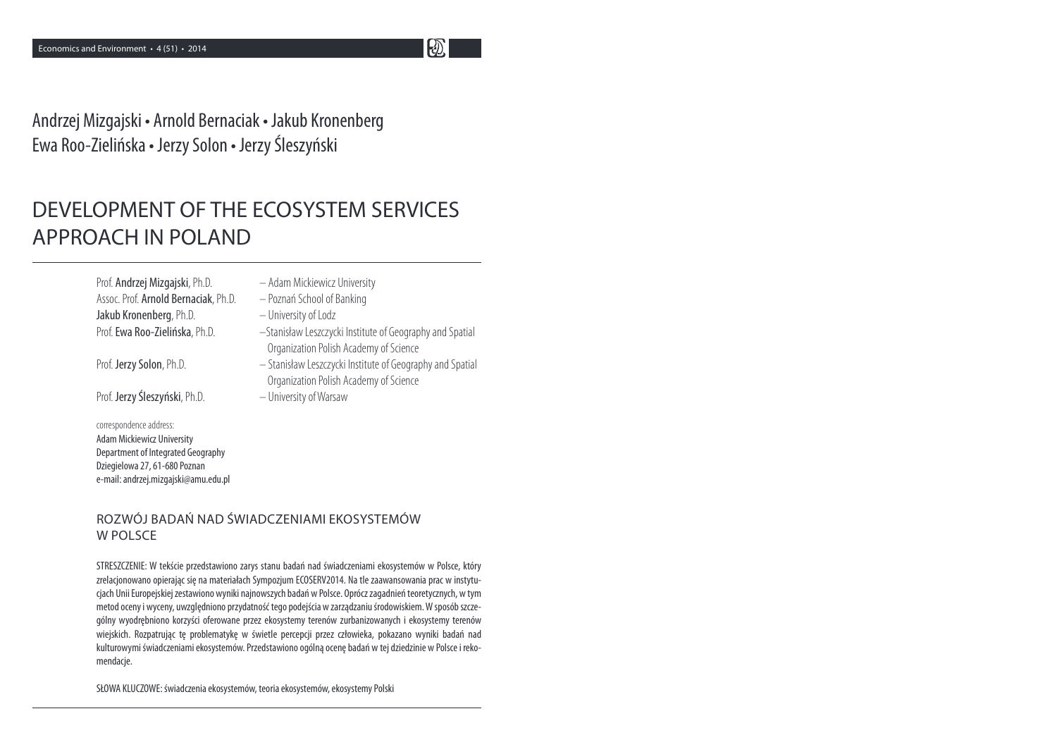Andrzej Mizgajski • Arnold Bernaciak • Jakub Kronenberg
Ewa Roo-Zielińska • Jerzy Solon • Jerzy Śleszyński

# DEVELOPMENT OF THE ECOSYSTEM SERVICES APPROACH IN POLAND

Prof. **Andrzej Mizgajski**, Ph.D. – Adam Mickiewicz University
Assoc. Prof. **Arnold Bernaciak**, Ph.D. – Poznań School of Banking
**Jakub Kronenberg**, Ph.D. – University of Lodz
Prof. **Ewa Roo-Zielińska**, Ph.D. – Stanisław Leszczycki Institute of Geography and Spatial Organization Polish Academy of Science
Prof. **Jerzy Solon**, Ph.D. – Stanisław Leszczycki Institute of Geography and Spatial Organization Polish Academy of Science
Prof. **Jerzy Śleszyński**, Ph.D. – University of Warsaw

correspondence address:
Adam Mickiewicz University
Department of Integrated Geography
Dziegielowa 27, 61-680 Poznan
e-mail: andrzej.mizgajski@amu.edu.pl

## ROZWÓJ BADAŃ NAD ŚWIADCZENIAMI EKOSYSTEMÓW W POLSCE

STRESZCZENIE: W tekście przedstawiono zarys stanu badań nad świadczeniami ekosystemów w Polsce, który zrelacjonowano opierając się na materiałach Sympozjum ECOSERV2014. Na tle zaawansowania prac w instytucjach Unii Europejskiej zestawiono wyniki najnowszych badań w Polsce. Oprócz zagadnień teoretycznych, w tym metod oceny i wyceny, uwzględniono przydatność tego podejścia w zarządzaniu środowiskiem. W sposób szczególny wyodrębniono korzyści oferowane przez ekosystemy terenów zurbanizowanych i ekosystemy terenów wiejskich. Rozpatrując tę problematykę w świetle percepcji przez człowieka, pokazano wyniki badań nad kulturowymi świadczeniami ekosystemów. Przedstawiono ogólną ocenę badań w tej dziedzinie w Polsce i rekomendacje.

SŁOWA KLUCZOWE: świadczenia ekosystemów, teoria ekosystemów, ekosystemy Polski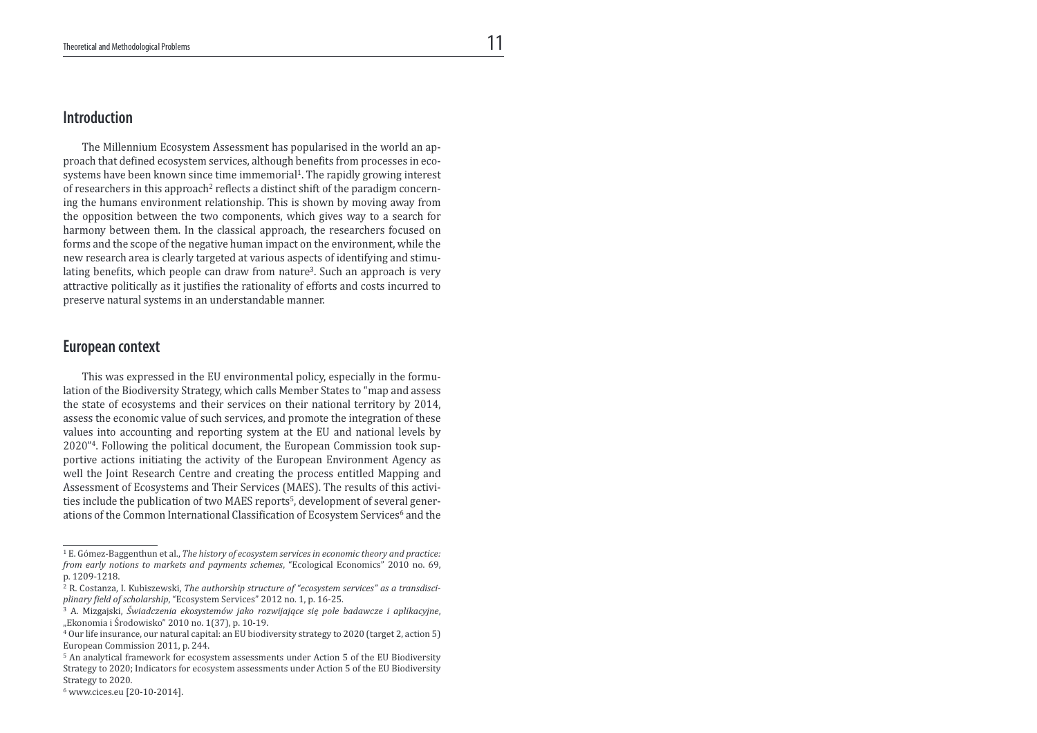## Introduction

The Millennium Ecosystem Assessment has popularised in the world an approach that defined ecosystem services, although benefits from processes in ecosystems have been known since time immemorial[1]. The rapidly growing interest of researchers in this approach[2] reflects a distinct shift of the paradigm concerning the humans environment relationship. This is shown by moving away from the opposition between the two components, which gives way to a search for harmony between them. In the classical approach, the researchers focused on forms and the scope of the negative human impact on the environment, while the new research area is clearly targeted at various aspects of identifying and stimulating benefits, which people can draw from nature[3]. Such an approach is very attractive politically as it justifies the rationality of efforts and costs incurred to preserve natural systems in an understandable manner.

## European context

This was expressed in the EU environmental policy, especially in the formulation of the Biodiversity Strategy, which calls Member States to "map and assess the state of ecosystems and their services on their national territory by 2014, assess the economic value of such services, and promote the integration of these values into accounting and reporting system at the EU and national levels by 2020"[4]. Following the political document, the European Commission took supportive actions initiating the activity of the European Environment Agency as well the Joint Research Centre and creating the process entitled Mapping and Assessment of Ecosystems and Their Services (MAES). The results of this activities include the publication of two MAES reports[5], development of several generations of the Common International Classification of Ecosystem Services[6] and the

---

[1] E. Gómez-Baggenthun et al., *The history of ecosystem services in economic theory and practice: from early notions to markets and payments schemes*, "Ecological Economics" 2010 no. 69, p. 1209-1218.

[2] R. Costanza, I. Kubiszewski, *The authorship structure of "ecosystem services" as a transdisciplinary field of scholarship*, "Ecosystem Services" 2012 no. 1, p. 16-25.

[3] A. Mizgajski, *Świadczenia ekosystemów jako rozwijające się pole badawcze i aplikacyjne*, „Ekonomia i Środowisko" 2010 no. 1(37), p. 10-19.

[4] Our life insurance, our natural capital: an EU biodiversity strategy to 2020 (target 2, action 5) European Commission 2011, p. 244.

[5] An analytical framework for ecosystem assessments under Action 5 of the EU Biodiversity Strategy to 2020; Indicators for ecosystem assessments under Action 5 of the EU Biodiversity Strategy to 2020.

[6] www.cices.eu [20-10-2014].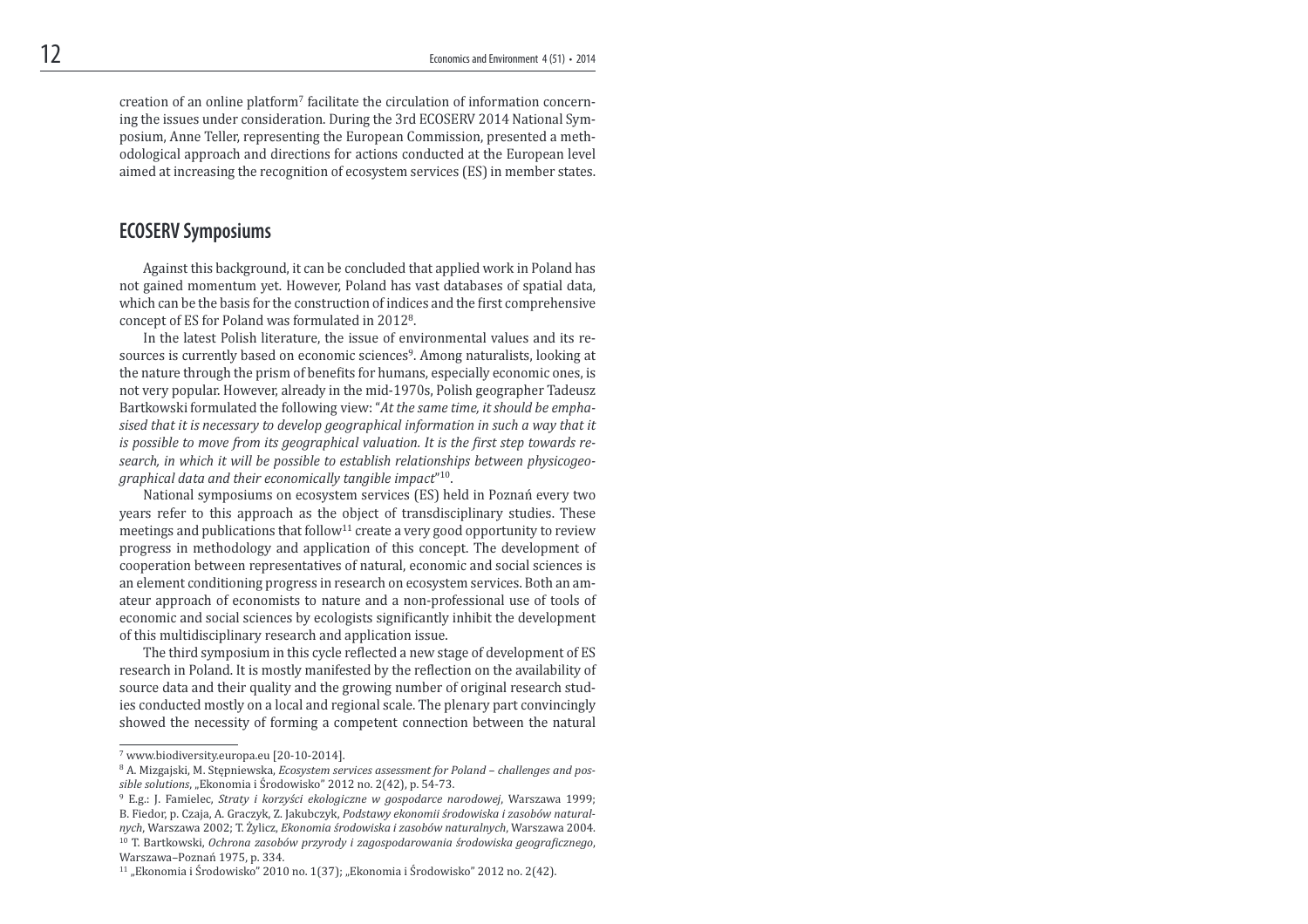creation of an online platform[7] facilitate the circulation of information concerning the issues under consideration. During the 3rd ECOSERV 2014 National Symposium, Anne Teller, representing the European Commission, presented a methodological approach and directions for actions conducted at the European level aimed at increasing the recognition of ecosystem services (ES) in member states.

## ECOSERV Symposiums

Against this background, it can be concluded that applied work in Poland has not gained momentum yet. However, Poland has vast databases of spatial data, which can be the basis for the construction of indices and the first comprehensive concept of ES for Poland was formulated in 2012[8].

In the latest Polish literature, the issue of environmental values and its resources is currently based on economic sciences[9]. Among naturalists, looking at the nature through the prism of benefits for humans, especially economic ones, is not very popular. However, already in the mid-1970s, Polish geographer Tadeusz Bartkowski formulated the following view: "*At the same time, it should be emphasised that it is necessary to develop geographical information in such a way that it is possible to move from its geographical valuation. It is the first step towards research, in which it will be possible to establish relationships between physicogeographical data and their economically tangible impact*"[10].

National symposiums on ecosystem services (ES) held in Poznań every two years refer to this approach as the object of transdisciplinary studies. These meetings and publications that follow[11] create a very good opportunity to review progress in methodology and application of this concept. The development of cooperation between representatives of natural, economic and social sciences is an element conditioning progress in research on ecosystem services. Both an amateur approach of economists to nature and a non-professional use of tools of economic and social sciences by ecologists significantly inhibit the development of this multidisciplinary research and application issue.

The third symposium in this cycle reflected a new stage of development of ES research in Poland. It is mostly manifested by the reflection on the availability of source data and their quality and the growing number of original research studies conducted mostly on a local and regional scale. The plenary part convincingly showed the necessity of forming a competent connection between the natural

---

[7] www.biodiversity.europa.eu [20-10-2014].

[8] A. Mizgajski, M. Stępniewska, *Ecosystem services assessment for Poland – challenges and possible solutions*, „Ekonomia i Środowisko" 2012 no. 2(42), p. 54-73.

[9] E.g.: J. Famielec, *Straty i korzyści ekologiczne w gospodarce narodowej*, Warszawa 1999; B. Fiedor, p. Czaja, A. Graczyk, Z. Jakubczyk, *Podstawy ekonomii środowiska i zasobów naturalnych*, Warszawa 2002; T. Żylicz, *Ekonomia środowiska i zasobów naturalnych*, Warszawa 2004.

[10] T. Bartkowski, *Ochrona zasobów przyrody i zagospodarowania środowiska geograficznego*, Warszawa–Poznań 1975, p. 334.

[11] „Ekonomia i Środowisko" 2010 no. 1(37); „Ekonomia i Środowisko" 2012 no. 2(42).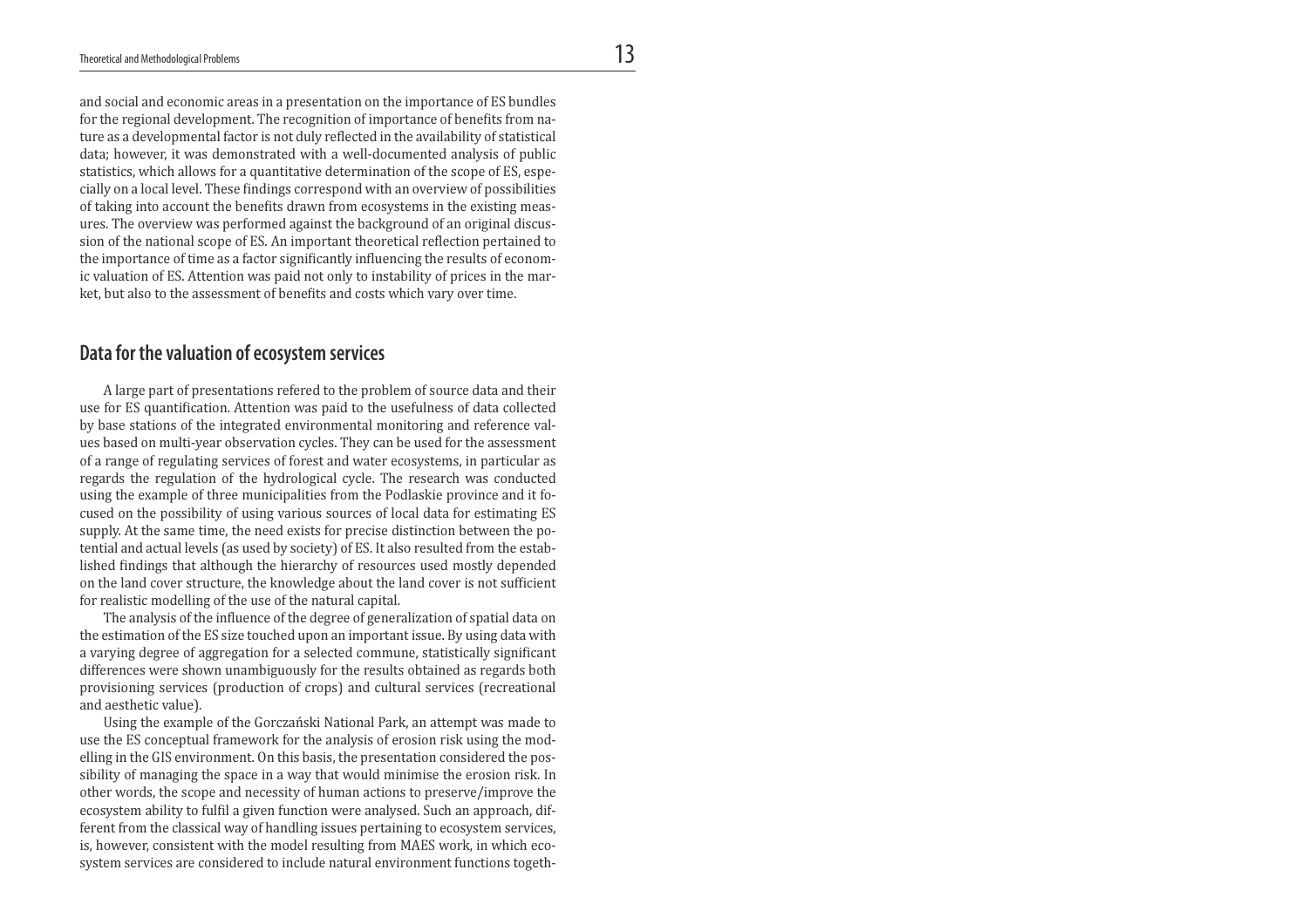and social and economic areas in a presentation on the importance of ES bundles for the regional development. The recognition of importance of benefits from nature as a developmental factor is not duly reflected in the availability of statistical data; however, it was demonstrated with a well-documented analysis of public statistics, which allows for a quantitative determination of the scope of ES, especially on a local level. These findings correspond with an overview of possibilities of taking into account the benefits drawn from ecosystems in the existing measures. The overview was performed against the background of an original discussion of the national scope of ES. An important theoretical reflection pertained to the importance of time as a factor significantly influencing the results of economic valuation of ES. Attention was paid not only to instability of prices in the market, but also to the assessment of benefits and costs which vary over time.

## Data for the valuation of ecosystem services

A large part of presentations refered to the problem of source data and their use for ES quantification. Attention was paid to the usefulness of data collected by base stations of the integrated environmental monitoring and reference values based on multi-year observation cycles. They can be used for the assessment of a range of regulating services of forest and water ecosystems, in particular as regards the regulation of the hydrological cycle. The research was conducted using the example of three municipalities from the Podlaskie province and it focused on the possibility of using various sources of local data for estimating ES supply. At the same time, the need exists for precise distinction between the potential and actual levels (as used by society) of ES. It also resulted from the established findings that although the hierarchy of resources used mostly depended on the land cover structure, the knowledge about the land cover is not sufficient for realistic modelling of the use of the natural capital.

The analysis of the influence of the degree of generalization of spatial data on the estimation of the ES size touched upon an important issue. By using data with a varying degree of aggregation for a selected commune, statistically significant differences were shown unambiguously for the results obtained as regards both provisioning services (production of crops) and cultural services (recreational and aesthetic value).

Using the example of the Gorczański National Park, an attempt was made to use the ES conceptual framework for the analysis of erosion risk using the modelling in the GIS environment. On this basis, the presentation considered the possibility of managing the space in a way that would minimise the erosion risk. In other words, the scope and necessity of human actions to preserve/improve the ecosystem ability to fulfil a given function were analysed. Such an approach, different from the classical way of handling issues pertaining to ecosystem services, is, however, consistent with the model resulting from MAES work, in which ecosystem services are considered to include natural environment functions togeth-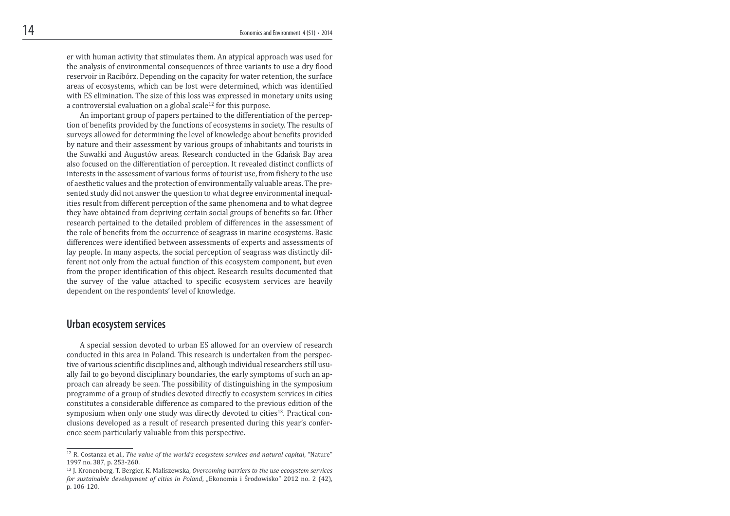er with human activity that stimulates them. An atypical approach was used for the analysis of environmental consequences of three variants to use a dry flood reservoir in Racibórz. Depending on the capacity for water retention, the surface areas of ecosystems, which can be lost were determined, which was identified with ES elimination. The size of this loss was expressed in monetary units using a controversial evaluation on a global scale[12] for this purpose.

An important group of papers pertained to the differentiation of the perception of benefits provided by the functions of ecosystems in society. The results of surveys allowed for determining the level of knowledge about benefits provided by nature and their assessment by various groups of inhabitants and tourists in the Suwałki and Augustów areas. Research conducted in the Gdańsk Bay area also focused on the differentiation of perception. It revealed distinct conflicts of interests in the assessment of various forms of tourist use, from fishery to the use of aesthetic values and the protection of environmentally valuable areas. The presented study did not answer the question to what degree environmental inequalities result from different perception of the same phenomena and to what degree they have obtained from depriving certain social groups of benefits so far. Other research pertained to the detailed problem of differences in the assessment of the role of benefits from the occurrence of seagrass in marine ecosystems. Basic differences were identified between assessments of experts and assessments of lay people. In many aspects, the social perception of seagrass was distinctly different not only from the actual function of this ecosystem component, but even from the proper identification of this object. Research results documented that the survey of the value attached to specific ecosystem services are heavily dependent on the respondents' level of knowledge.

## Urban ecosystem services

A special session devoted to urban ES allowed for an overview of research conducted in this area in Poland. This research is undertaken from the perspective of various scientific disciplines and, although individual researchers still usually fail to go beyond disciplinary boundaries, the early symptoms of such an approach can already be seen. The possibility of distinguishing in the symposium programme of a group of studies devoted directly to ecosystem services in cities constitutes a considerable difference as compared to the previous edition of the symposium when only one study was directly devoted to cities[13]. Practical conclusions developed as a result of research presented during this year's conference seem particularly valuable from this perspective.

---

[12] R. Costanza et al., *The value of the world's ecosystem services and natural capital*, "Nature" 1997 no. 387, p. 253-260.

[13] J. Kronenberg, T. Bergier, K. Maliszewska, *Overcoming barriers to the use ecosystem services for sustainable development of cities in Poland*, „Ekonomia i Środowisko" 2012 no. 2 (42), p. 106-120.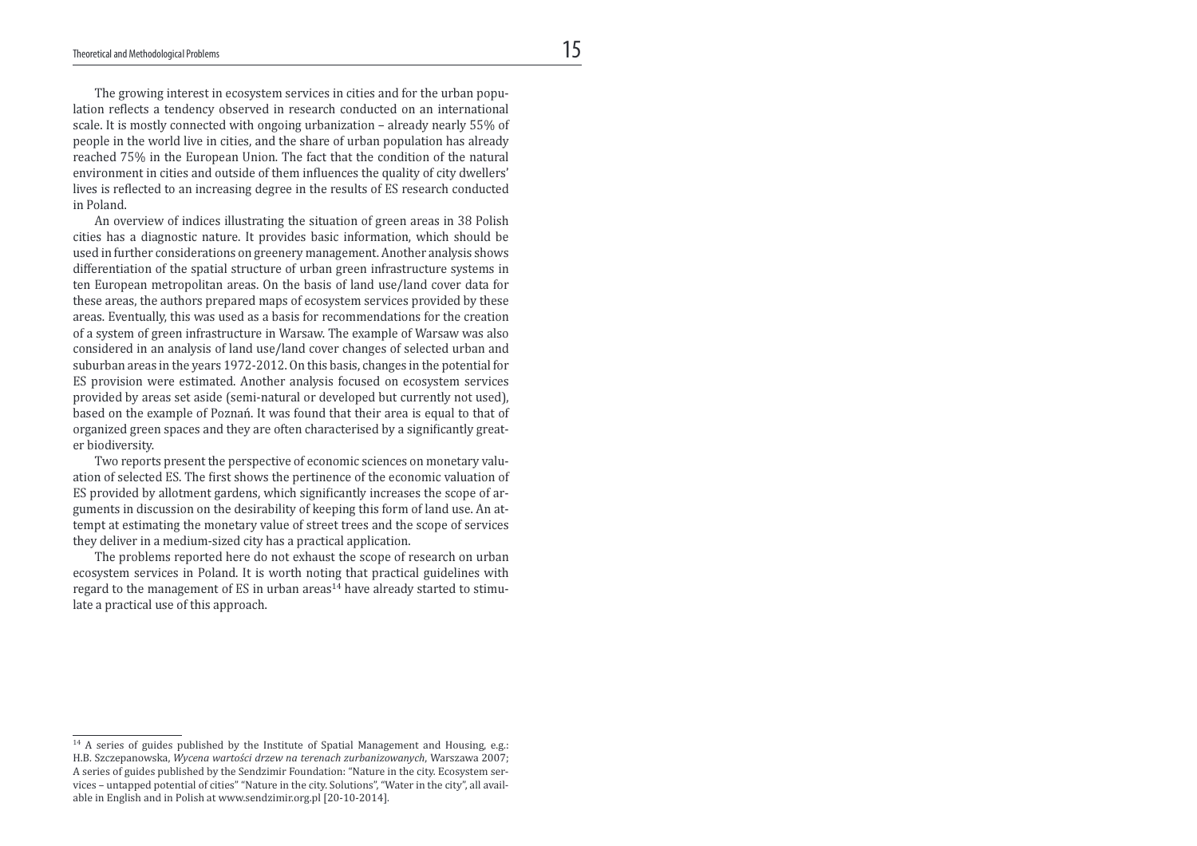The growing interest in ecosystem services in cities and for the urban population reflects a tendency observed in research conducted on an international scale. It is mostly connected with ongoing urbanization – already nearly 55% of people in the world live in cities, and the share of urban population has already reached 75% in the European Union. The fact that the condition of the natural environment in cities and outside of them influences the quality of city dwellers' lives is reflected to an increasing degree in the results of ES research conducted in Poland.

An overview of indices illustrating the situation of green areas in 38 Polish cities has a diagnostic nature. It provides basic information, which should be used in further considerations on greenery management. Another analysis shows differentiation of the spatial structure of urban green infrastructure systems in ten European metropolitan areas. On the basis of land use/land cover data for these areas, the authors prepared maps of ecosystem services provided by these areas. Eventually, this was used as a basis for recommendations for the creation of a system of green infrastructure in Warsaw. The example of Warsaw was also considered in an analysis of land use/land cover changes of selected urban and suburban areas in the years 1972-2012. On this basis, changes in the potential for ES provision were estimated. Another analysis focused on ecosystem services provided by areas set aside (semi-natural or developed but currently not used), based on the example of Poznań. It was found that their area is equal to that of organized green spaces and they are often characterised by a significantly greater biodiversity.

Two reports present the perspective of economic sciences on monetary valuation of selected ES. The first shows the pertinence of the economic valuation of ES provided by allotment gardens, which significantly increases the scope of arguments in discussion on the desirability of keeping this form of land use. An attempt at estimating the monetary value of street trees and the scope of services they deliver in a medium-sized city has a practical application.

The problems reported here do not exhaust the scope of research on urban ecosystem services in Poland. It is worth noting that practical guidelines with regard to the management of ES in urban areas[14] have already started to stimulate a practical use of this approach.

---

[14] A series of guides published by the Institute of Spatial Management and Housing, e.g.: H.B. Szczepanowska, *Wycena wartości drzew na terenach zurbanizowanych*, Warszawa 2007; A series of guides published by the Sendzimir Foundation: "Nature in the city. Ecosystem services – untapped potential of cities" "Nature in the city. Solutions", "Water in the city", all available in English and in Polish at www.sendzimir.org.pl [20-10-2014].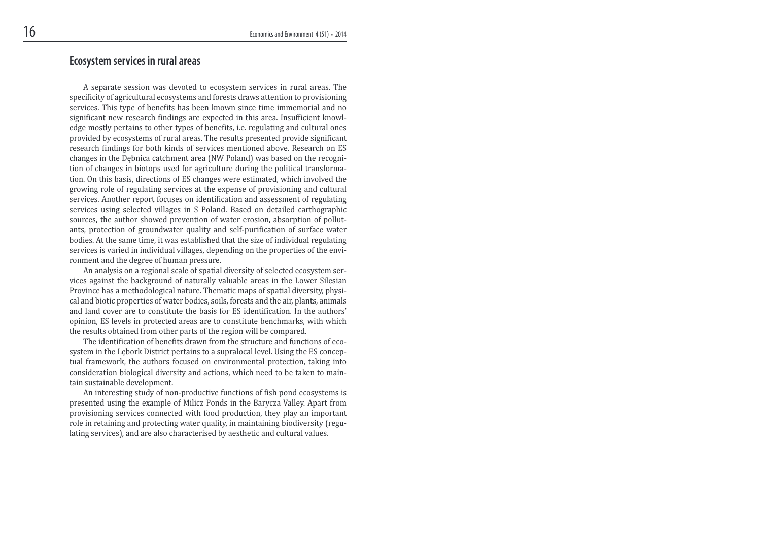## Ecosystem services in rural areas

A separate session was devoted to ecosystem services in rural areas. The specificity of agricultural ecosystems and forests draws attention to provisioning services. This type of benefits has been known since time immemorial and no significant new research findings are expected in this area. Insufficient knowledge mostly pertains to other types of benefits, i.e. regulating and cultural ones provided by ecosystems of rural areas. The results presented provide significant research findings for both kinds of services mentioned above. Research on ES changes in the Dębnica catchment area (NW Poland) was based on the recognition of changes in biotops used for agriculture during the political transformation. On this basis, directions of ES changes were estimated, which involved the growing role of regulating services at the expense of provisioning and cultural services. Another report focuses on identification and assessment of regulating services using selected villages in S Poland. Based on detailed carthographic sources, the author showed prevention of water erosion, absorption of pollutants, protection of groundwater quality and self-purification of surface water bodies. At the same time, it was established that the size of individual regulating services is varied in individual villages, depending on the properties of the environment and the degree of human pressure.

An analysis on a regional scale of spatial diversity of selected ecosystem services against the background of naturally valuable areas in the Lower Silesian Province has a methodological nature. Thematic maps of spatial diversity, physical and biotic properties of water bodies, soils, forests and the air, plants, animals and land cover are to constitute the basis for ES identification. In the authors' opinion, ES levels in protected areas are to constitute benchmarks, with which the results obtained from other parts of the region will be compared.

The identification of benefits drawn from the structure and functions of ecosystem in the Lębork District pertains to a supralocal level. Using the ES conceptual framework, the authors focused on environmental protection, taking into consideration biological diversity and actions, which need to be taken to maintain sustainable development.

An interesting study of non-productive functions of fish pond ecosystems is presented using the example of Milicz Ponds in the Barycza Valley. Apart from provisioning services connected with food production, they play an important role in retaining and protecting water quality, in maintaining biodiversity (regulating services), and are also characterised by aesthetic and cultural values.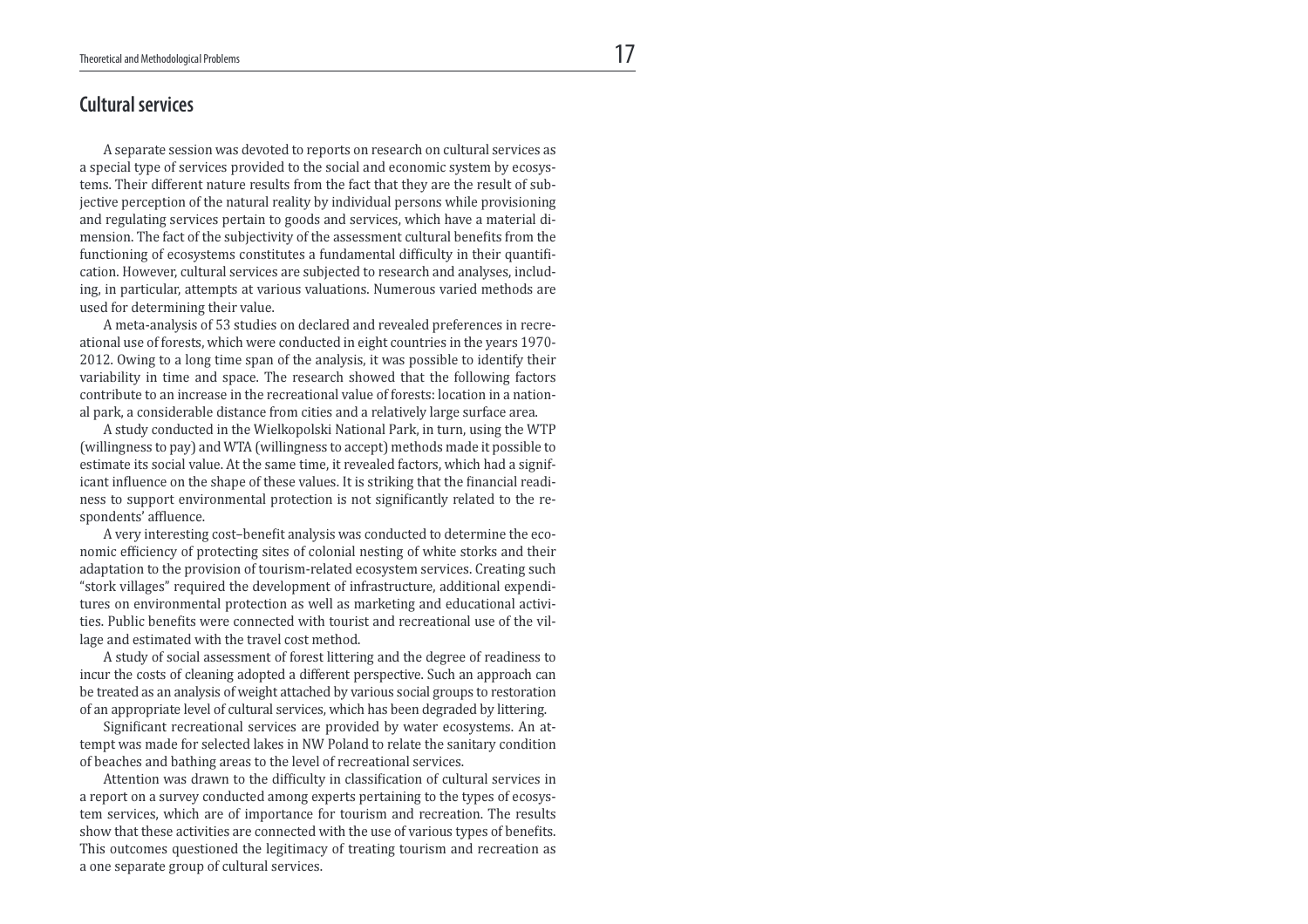## Cultural services

A separate session was devoted to reports on research on cultural services as a special type of services provided to the social and economic system by ecosystems. Their different nature results from the fact that they are the result of subjective perception of the natural reality by individual persons while provisioning and regulating services pertain to goods and services, which have a material dimension. The fact of the subjectivity of the assessment cultural benefits from the functioning of ecosystems constitutes a fundamental difficulty in their quantification. However, cultural services are subjected to research and analyses, including, in particular, attempts at various valuations. Numerous varied methods are used for determining their value.

A meta-analysis of 53 studies on declared and revealed preferences in recreational use of forests, which were conducted in eight countries in the years 1970-2012. Owing to a long time span of the analysis, it was possible to identify their variability in time and space. The research showed that the following factors contribute to an increase in the recreational value of forests: location in a national park, a considerable distance from cities and a relatively large surface area.

A study conducted in the Wielkopolski National Park, in turn, using the WTP (willingness to pay) and WTA (willingness to accept) methods made it possible to estimate its social value. At the same time, it revealed factors, which had a significant influence on the shape of these values. It is striking that the financial readiness to support environmental protection is not significantly related to the respondents' affluence.

A very interesting cost–benefit analysis was conducted to determine the economic efficiency of protecting sites of colonial nesting of white storks and their adaptation to the provision of tourism-related ecosystem services. Creating such "stork villages" required the development of infrastructure, additional expenditures on environmental protection as well as marketing and educational activities. Public benefits were connected with tourist and recreational use of the village and estimated with the travel cost method.

A study of social assessment of forest littering and the degree of readiness to incur the costs of cleaning adopted a different perspective. Such an approach can be treated as an analysis of weight attached by various social groups to restoration of an appropriate level of cultural services, which has been degraded by littering.

Significant recreational services are provided by water ecosystems. An attempt was made for selected lakes in NW Poland to relate the sanitary condition of beaches and bathing areas to the level of recreational services.

Attention was drawn to the difficulty in classification of cultural services in a report on a survey conducted among experts pertaining to the types of ecosystem services, which are of importance for tourism and recreation. The results show that these activities are connected with the use of various types of benefits. This outcomes questioned the legitimacy of treating tourism and recreation as a one separate group of cultural services.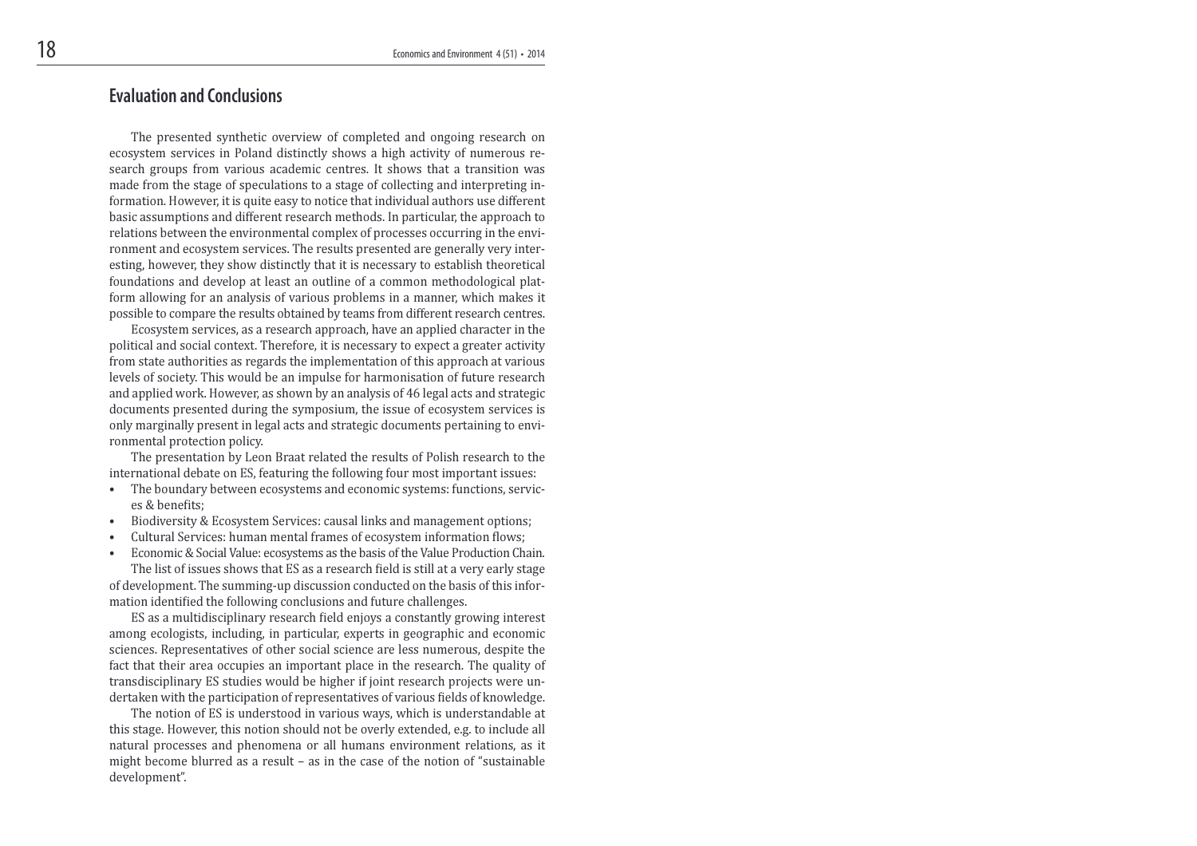## Evaluation and Conclusions

The presented synthetic overview of completed and ongoing research on ecosystem services in Poland distinctly shows a high activity of numerous research groups from various academic centres. It shows that a transition was made from the stage of speculations to a stage of collecting and interpreting information. However, it is quite easy to notice that individual authors use different basic assumptions and different research methods. In particular, the approach to relations between the environmental complex of processes occurring in the environment and ecosystem services. The results presented are generally very interesting, however, they show distinctly that it is necessary to establish theoretical foundations and develop at least an outline of a common methodological platform allowing for an analysis of various problems in a manner, which makes it possible to compare the results obtained by teams from different research centres.

Ecosystem services, as a research approach, have an applied character in the political and social context. Therefore, it is necessary to expect a greater activity from state authorities as regards the implementation of this approach at various levels of society. This would be an impulse for harmonisation of future research and applied work. However, as shown by an analysis of 46 legal acts and strategic documents presented during the symposium, the issue of ecosystem services is only marginally present in legal acts and strategic documents pertaining to environmental protection policy.

The presentation by Leon Braat related the results of Polish research to the international debate on ES, featuring the following four most important issues:

- The boundary between ecosystems and economic systems: functions, services & benefits;
- Biodiversity & Ecosystem Services: causal links and management options;
- Cultural Services: human mental frames of ecosystem information flows;
- Economic & Social Value: ecosystems as the basis of the Value Production Chain.

The list of issues shows that ES as a research field is still at a very early stage of development. The summing-up discussion conducted on the basis of this information identified the following conclusions and future challenges.

ES as a multidisciplinary research field enjoys a constantly growing interest among ecologists, including, in particular, experts in geographic and economic sciences. Representatives of other social science are less numerous, despite the fact that their area occupies an important place in the research. The quality of transdisciplinary ES studies would be higher if joint research projects were undertaken with the participation of representatives of various fields of knowledge.

The notion of ES is understood in various ways, which is understandable at this stage. However, this notion should not be overly extended, e.g. to include all natural processes and phenomena or all humans environment relations, as it might become blurred as a result – as in the case of the notion of "sustainable development".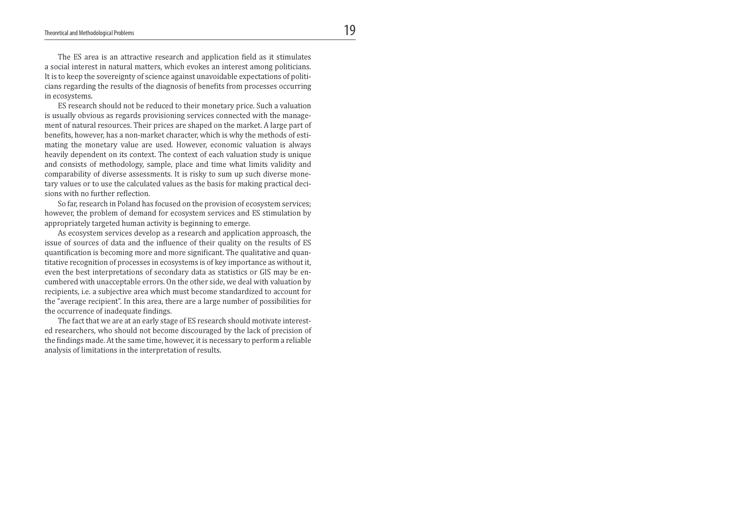The ES area is an attractive research and application field as it stimulates a social interest in natural matters, which evokes an interest among politicians. It is to keep the sovereignty of science against unavoidable expectations of politicians regarding the results of the diagnosis of benefits from processes occurring in ecosystems.

ES research should not be reduced to their monetary price. Such a valuation is usually obvious as regards provisioning services connected with the management of natural resources. Their prices are shaped on the market. A large part of benefits, however, has a non-market character, which is why the methods of estimating the monetary value are used. However, economic valuation is always heavily dependent on its context. The context of each valuation study is unique and consists of methodology, sample, place and time what limits validity and comparability of diverse assessments. It is risky to sum up such diverse monetary values or to use the calculated values as the basis for making practical decisions with no further reflection.

So far, research in Poland has focused on the provision of ecosystem services; however, the problem of demand for ecosystem services and ES stimulation by appropriately targeted human activity is beginning to emerge.

As ecosystem services develop as a research and application approasch, the issue of sources of data and the influence of their quality on the results of ES quantification is becoming more and more significant. The qualitative and quantitative recognition of processes in ecosystems is of key importance as without it, even the best interpretations of secondary data as statistics or GIS may be encumbered with unacceptable errors. On the other side, we deal with valuation by recipients, i.e. a subjective area which must become standardized to account for the "average recipient". In this area, there are a large number of possibilities for the occurrence of inadequate findings.

The fact that we are at an early stage of ES research should motivate interested researchers, who should not become discouraged by the lack of precision of the findings made. At the same time, however, it is necessary to perform a reliable analysis of limitations in the interpretation of results.